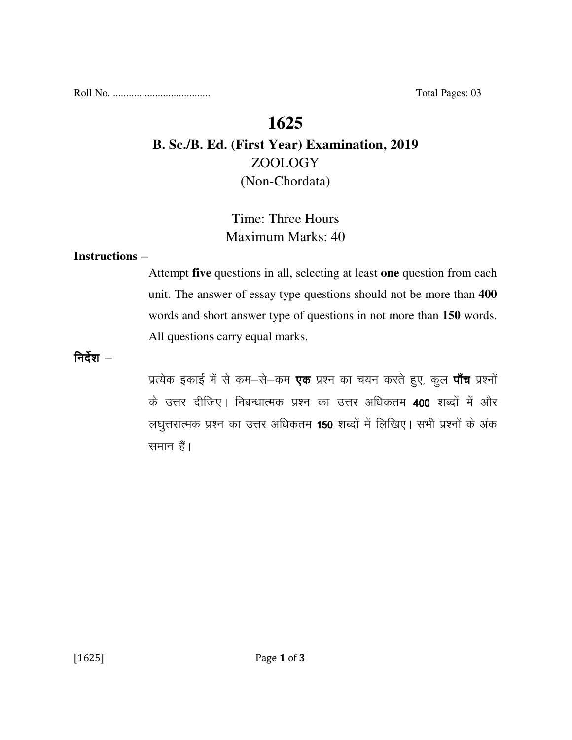Roll No. ....................................                                                    Total Pages: 03

# 1625

## B. Sc./B. Ed. (First Year) Examination, 2019

### ZOOLOGY

### (Non-Chordata)

Time: Three Hours

Maximum Marks: 40

**Instructions –**

Attempt **five** questions in all, selecting at least **one** question from each unit. The answer of essay type questions should not be more than **400** words and short answer type of questions in not more than **150** words. All questions carry equal marks.

**निर्देश –**

प्रत्येक इकाई में से कम–से–कम **एक** प्रश्न का चयन करते हुए, कुल **पाँच** प्रश्नों के उत्तर दीजिए। निबन्धात्मक प्रश्न का उत्तर अधिकतम **400** शब्दों में और लघुत्तरात्मक प्रश्न का उत्तर अधिकतम **150** शब्दों में लिखिए। सभी प्रश्नों के अंक समान हैं।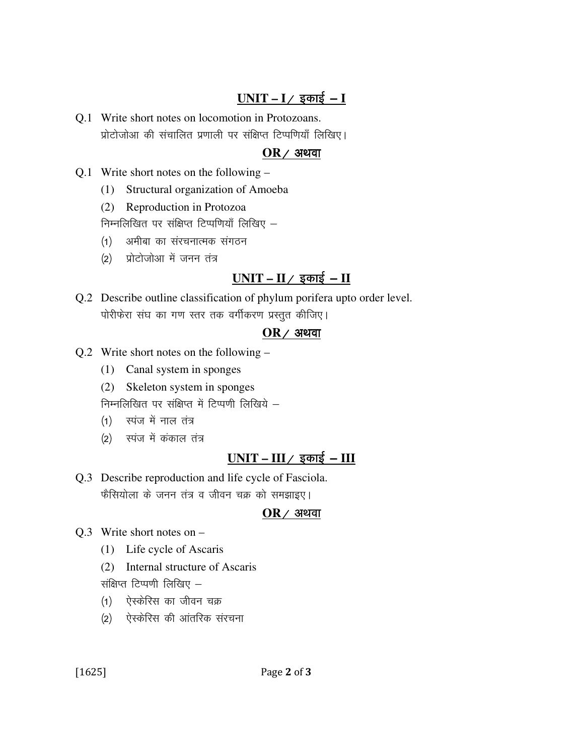## UNIT – I / इकाई – I

Q.1 Write short notes on locomotion in Protozoans.
प्रोटोजोआ की संचालित प्रणाली पर संक्षिप्त टिप्पणियाँ लिखिए।

**OR / अथवा**

Q.1 Write short notes on the following –

(1) Structural organization of Amoeba

(2) Reproduction in Protozoa

निम्नलिखित पर संक्षिप्त टिप्पणियाँ लिखिए –

(1) अमीबा का संरचनात्मक संगठन

(2) प्रोटोजोआ में जनन तंत्र

## UNIT – II / इकाई – II

Q.2 Describe outline classification of phylum porifera upto order level.
पोरीफेरा संघ का गण स्तर तक वर्गीकरण प्रस्तुत कीजिए।

**OR / अथवा**

Q.2 Write short notes on the following –

(1) Canal system in sponges

(2) Skeleton system in sponges

निम्नलिखित पर संक्षिप्त में टिप्पणी लिखिये –

(1) स्पंज में नाल तंत्र

(2) स्पंज में कंकाल तंत्र

## UNIT – III / इकाई – III

Q.3 Describe reproduction and life cycle of Fasciola.
फैसियोला के जनन तंत्र व जीवन चक्र को समझाइए।

**OR / अथवा**

Q.3 Write short notes on –

(1) Life cycle of Ascaris

(2) Internal structure of Ascaris

संक्षिप्त टिप्पणी लिखिए –

(1) ऐस्केरिस का जीवन चक्र

(2) ऐस्केरिस की आंतरिक संरचना

[1625]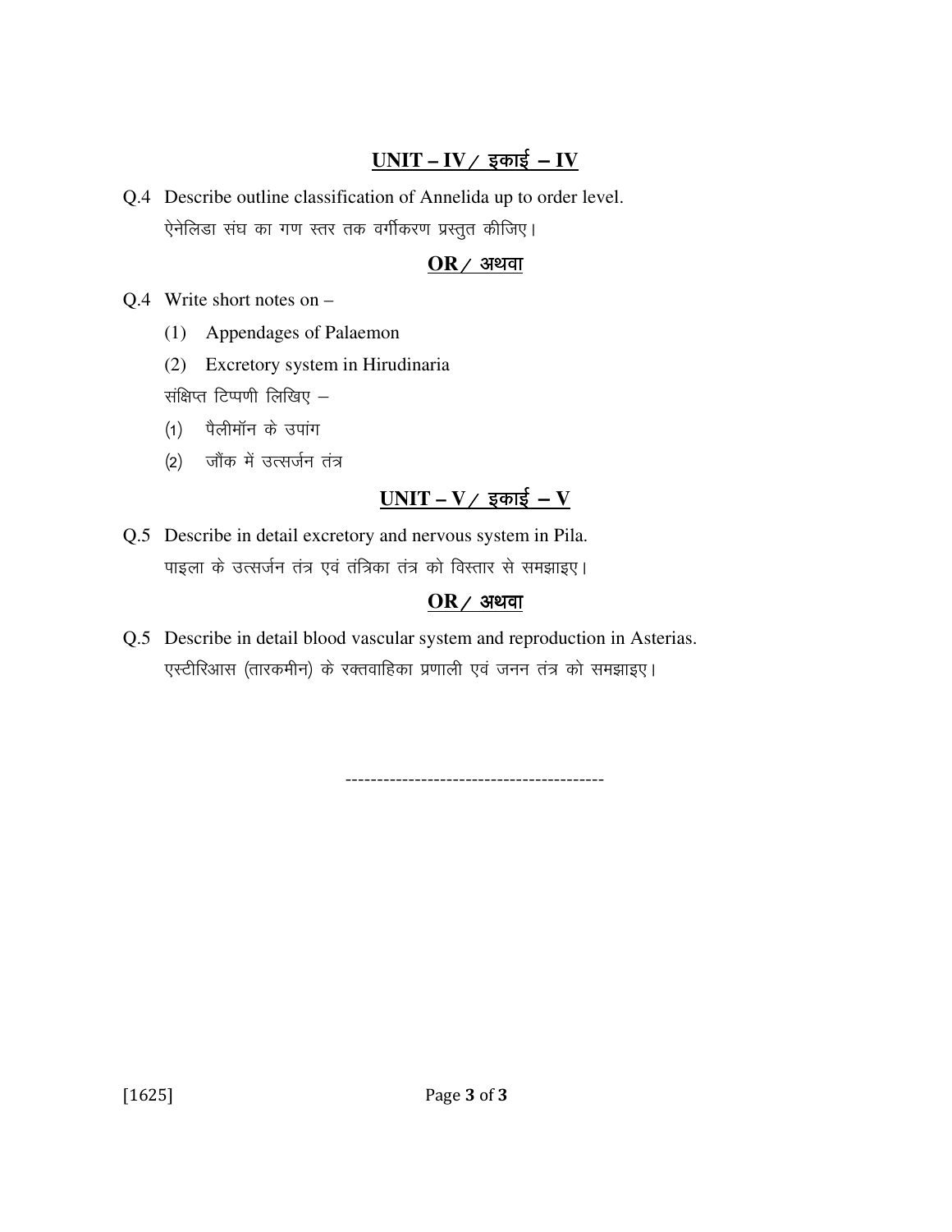## UNIT – IV / इकाई – IV

Q.4 Describe outline classification of Annelida up to order level.
ऐनेलिडा संघ का गण स्तर तक वर्गीकरण प्रस्तुत कीजिए।

**OR / अथवा**

Q.4 Write short notes on –

(1) Appendages of Palaemon

(2) Excretory system in Hirudinaria

संक्षिप्त टिप्पणी लिखिए –

(1) पैलीमॉन के उपांग

(2) जौंक में उत्सर्जन तंत्र

## UNIT – V / इकाई – V

Q.5 Describe in detail excretory and nervous system in Pila.
पाइला के उत्सर्जन तंत्र एवं तंत्रिका तंत्र को विस्तार से समझाइए।

**OR / अथवा**

Q.5 Describe in detail blood vascular system and reproduction in Asterias.
एस्टीरिआस (तारकमीन) के रक्तवाहिका प्रणाली एवं जनन तंत्र को समझाइए।

-----------------------------------------

[1625]